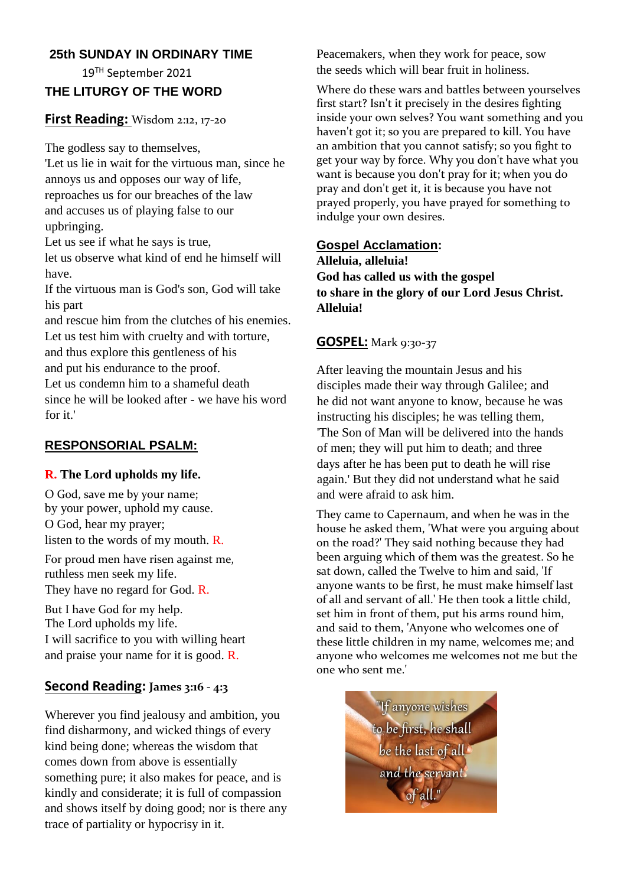# 25th SUNDAY IN ORDINARY TIME

19TH September 2021

## THE LITURGY OF THE WORD

**First Reading:** Wisdom 2:12, 17-20

The godless say to themselves,
'Let us lie in wait for the virtuous man, since he annoys us and opposes our way of life,
reproaches us for our breaches of the law
and accuses us of playing false to our upbringing.
Let us see if what he says is true,
let us observe what kind of end he himself will have.
If the virtuous man is God's son, God will take his part
and rescue him from the clutches of his enemies.
Let us test him with cruelty and with torture,
and thus explore this gentleness of his
and put his endurance to the proof.
Let us condemn him to a shameful death
since he will be looked after - we have his word for it.'

**RESPONSORIAL PSALM:**

**R. The Lord upholds my life.**

O God, save me by your name;
by your power, uphold my cause.
O God, hear my prayer;
listen to the words of my mouth. R.

For proud men have risen against me,
ruthless men seek my life.
They have no regard for God. R.

But I have God for my help.
The Lord upholds my life.
I will sacrifice to you with willing heart
and praise your name for it is good. R.

**Second Reading: James 3:16 - 4:3**

Wherever you find jealousy and ambition, you find disharmony, and wicked things of every kind being done; whereas the wisdom that comes down from above is essentially something pure; it also makes for peace, and is kindly and considerate; it is full of compassion and shows itself by doing good; nor is there any trace of partiality or hypocrisy in it. Peacemakers, when they work for peace, sow the seeds which will bear fruit in holiness.

Where do these wars and battles between yourselves first start? Isn't it precisely in the desires fighting inside your own selves? You want something and you haven't got it; so you are prepared to kill. You have an ambition that you cannot satisfy; so you fight to get your way by force. Why you don't have what you want is because you don't pray for it; when you do pray and don't get it, it is because you have not prayed properly, you have prayed for something to indulge your own desires.

**Gospel Acclamation:**

**Alleluia, alleluia!**
**God has called us with the gospel**
**to share in the glory of our Lord Jesus Christ.**
**Alleluia!**

**GOSPEL:** Mark 9:30-37

After leaving the mountain Jesus and his disciples made their way through Galilee; and he did not want anyone to know, because he was instructing his disciples; he was telling them, 'The Son of Man will be delivered into the hands of men; they will put him to death; and three days after he has been put to death he will rise again.' But they did not understand what he said and were afraid to ask him.

They came to Capernaum, and when he was in the house he asked them, 'What were you arguing about on the road?' They said nothing because they had been arguing which of them was the greatest. So he sat down, called the Twelve to him and said, 'If anyone wants to be first, he must make himself last of all and servant of all.' He then took a little child, set him in front of them, put his arms round him, and said to them, 'Anyone who welcomes one of these little children in my name, welcomes me; and anyone who welcomes me welcomes not me but the one who sent me.'

"If anyone wishes to be first, he shall be the last of all and the servant of all."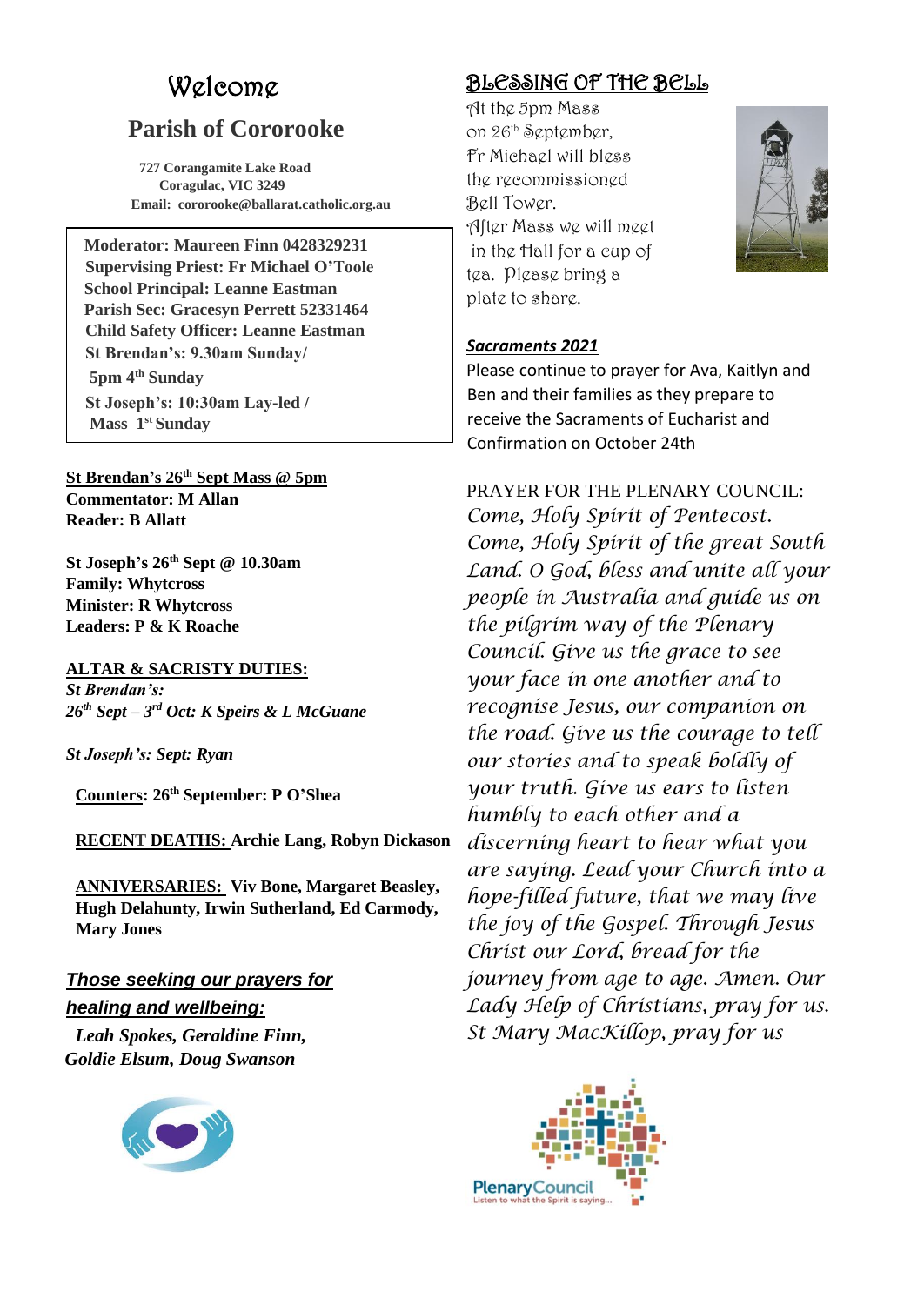# Welcome

## Parish of Cororooke

**727 Corangamite Lake Road**
**Coragulac, VIC 3249**
**Email: cororooke@ballarat.catholic.org.au**

**Moderator: Maureen Finn 0428329231**
**Supervising Priest: Fr Michael O'Toole**
**School Principal: Leanne Eastman**
**Parish Sec: Gracesyn Perrett 52331464**
**Child Safety Officer: Leanne Eastman**
**St Brendan's: 9.30am Sunday/ 5pm 4th Sunday**
**St Joseph's: 10:30am Lay-led / Mass 1st Sunday**

**St Brendan's 26th Sept Mass @ 5pm**
**Commentator: M Allan**
**Reader: B Allatt**

**St Joseph's 26th Sept @ 10.30am**
**Family: Whytcross**
**Minister: R Whytcross**
**Leaders: P & K Roache**

**ALTAR & SACRISTY DUTIES:**
***St Brendan's:***
***26th Sept – 3rd Oct: K Speirs & L McGuane***

***St Joseph's: Sept: Ryan***

**Counters: 26th September: P O'Shea**

**RECENT DEATHS: Archie Lang, Robyn Dickason**

**ANNIVERSARIES: Viv Bone, Margaret Beasley, Hugh Delahunty, Irwin Sutherland, Ed Carmody, Mary Jones**

***Those seeking our prayers for healing and wellbeing:***
***Leah Spokes, Geraldine Finn, Goldie Elsum, Doug Swanson***

## BLESSING OF THE BELL

At the 5pm Mass on 26th September, Fr Michael will bless the recommissioned Bell Tower.
After Mass we will meet in the Hall for a cup of tea. Please bring a plate to share.

***Sacraments 2021***

Please continue to prayer for Ava, Kaitlyn and Ben and their families as they prepare to receive the Sacraments of Eucharist and Confirmation on October 24th

PRAYER FOR THE PLENARY COUNCIL:

*Come, Holy Spirit of Pentecost. Come, Holy Spirit of the great South Land. O God, bless and unite all your people in Australia and guide us on the pilgrim way of the Plenary Council. Give us the grace to see your face in one another and to recognise Jesus, our companion on the road. Give us the courage to tell our stories and to speak boldly of your truth. Give us ears to listen humbly to each other and a discerning heart to hear what you are saying. Lead your Church into a hope-filled future, that we may live the joy of the Gospel. Through Jesus Christ our Lord, bread for the journey from age to age. Amen. Our Lady Help of Christians, pray for us. St Mary MacKillop, pray for us*

PlenaryCouncil
Listen to what the Spirit is saying...